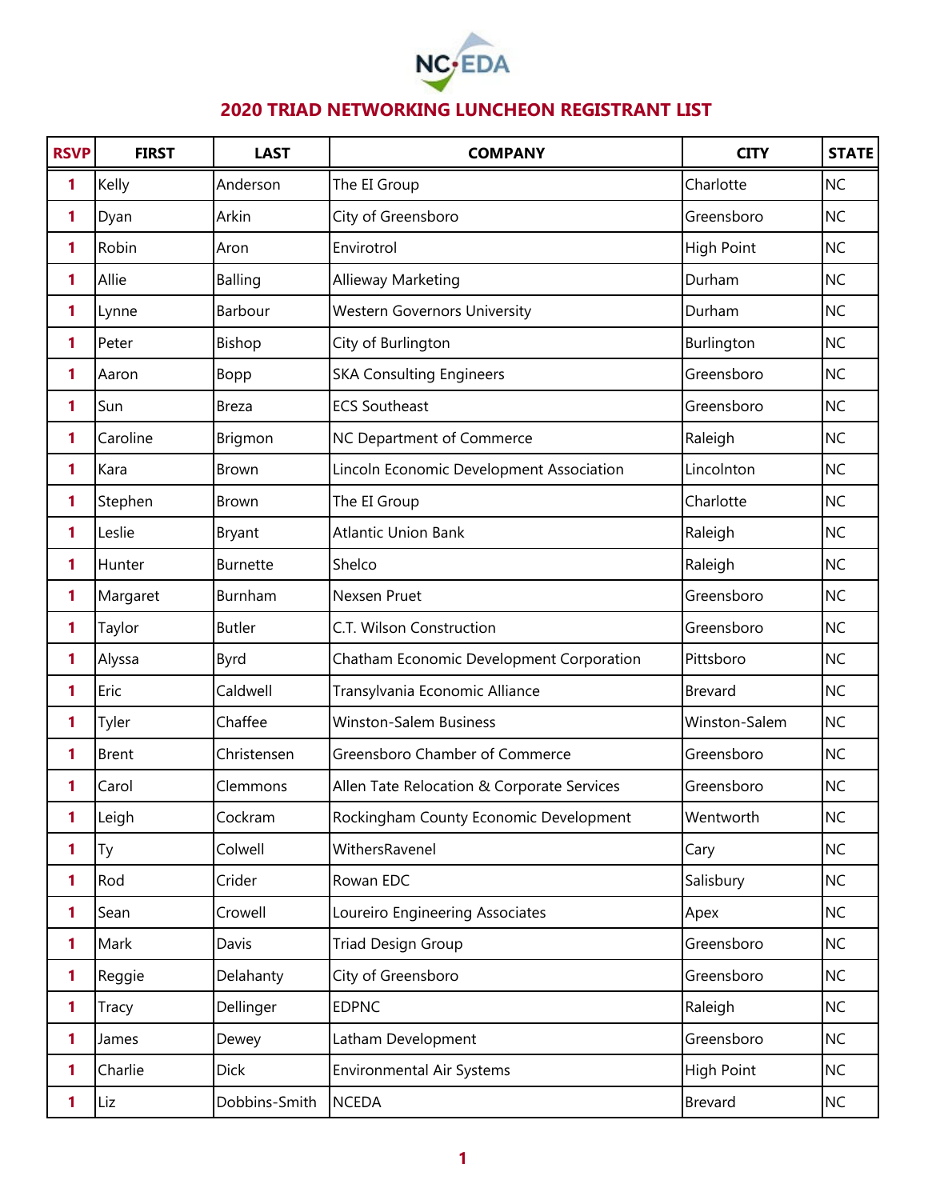NC EDA

## 2020 TRIAD NETWORKING LUNCHEON REGISTRANT LIST

| RSVP | FIRST | LAST | COMPANY | CITY | STATE |
|---|---|---|---|---|---|
| 1 | Kelly | Anderson | The EI Group | Charlotte | NC |
| 1 | Dyan | Arkin | City of Greensboro | Greensboro | NC |
| 1 | Robin | Aron | Envirotrol | High Point | NC |
| 1 | Allie | Balling | Allieway Marketing | Durham | NC |
| 1 | Lynne | Barbour | Western Governors University | Durham | NC |
| 1 | Peter | Bishop | City of Burlington | Burlington | NC |
| 1 | Aaron | Bopp | SKA Consulting Engineers | Greensboro | NC |
| 1 | Sun | Breza | ECS Southeast | Greensboro | NC |
| 1 | Caroline | Brigmon | NC Department of Commerce | Raleigh | NC |
| 1 | Kara | Brown | Lincoln Economic Development Association | Lincolnton | NC |
| 1 | Stephen | Brown | The EI Group | Charlotte | NC |
| 1 | Leslie | Bryant | Atlantic Union Bank | Raleigh | NC |
| 1 | Hunter | Burnette | Shelco | Raleigh | NC |
| 1 | Margaret | Burnham | Nexsen Pruet | Greensboro | NC |
| 1 | Taylor | Butler | C.T. Wilson Construction | Greensboro | NC |
| 1 | Alyssa | Byrd | Chatham Economic Development Corporation | Pittsboro | NC |
| 1 | Eric | Caldwell | Transylvania Economic Alliance | Brevard | NC |
| 1 | Tyler | Chaffee | Winston-Salem Business | Winston-Salem | NC |
| 1 | Brent | Christensen | Greensboro Chamber of Commerce | Greensboro | NC |
| 1 | Carol | Clemmons | Allen Tate Relocation & Corporate Services | Greensboro | NC |
| 1 | Leigh | Cockram | Rockingham County Economic Development | Wentworth | NC |
| 1 | Ty | Colwell | WithersRavenel | Cary | NC |
| 1 | Rod | Crider | Rowan EDC | Salisbury | NC |
| 1 | Sean | Crowell | Loureiro Engineering Associates | Apex | NC |
| 1 | Mark | Davis | Triad Design Group | Greensboro | NC |
| 1 | Reggie | Delahanty | City of Greensboro | Greensboro | NC |
| 1 | Tracy | Dellinger | EDPNC | Raleigh | NC |
| 1 | James | Dewey | Latham Development | Greensboro | NC |
| 1 | Charlie | Dick | Environmental Air Systems | High Point | NC |
| 1 | Liz | Dobbins-Smith | NCEDA | Brevard | NC |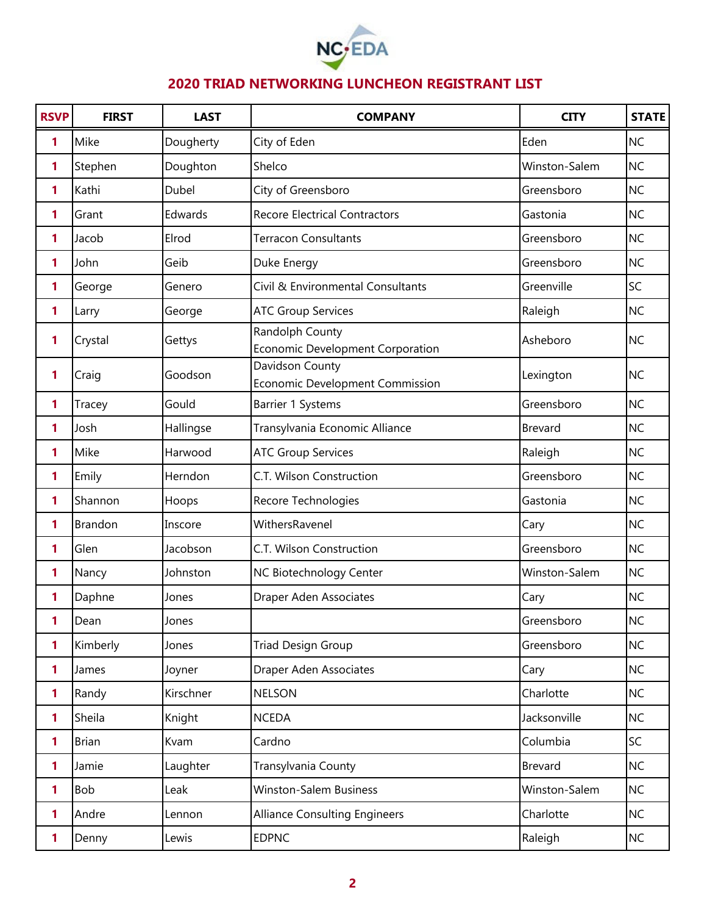## 2020 TRIAD NETWORKING LUNCHEON REGISTRANT LIST

| RSVP | FIRST | LAST | COMPANY | CITY | STATE |
|---|---|---|---|---|---|
| 1 | Mike | Dougherty | City of Eden | Eden | NC |
| 1 | Stephen | Doughton | Shelco | Winston-Salem | NC |
| 1 | Kathi | Dubel | City of Greensboro | Greensboro | NC |
| 1 | Grant | Edwards | Recore Electrical Contractors | Gastonia | NC |
| 1 | Jacob | Elrod | Terracon Consultants | Greensboro | NC |
| 1 | John | Geib | Duke Energy | Greensboro | NC |
| 1 | George | Genero | Civil & Environmental Consultants | Greenville | SC |
| 1 | Larry | George | ATC Group Services | Raleigh | NC |
| 1 | Crystal | Gettys | Randolph County Economic Development Corporation | Asheboro | NC |
| 1 | Craig | Goodson | Davidson County Economic Development Commission | Lexington | NC |
| 1 | Tracey | Gould | Barrier 1 Systems | Greensboro | NC |
| 1 | Josh | Hallingse | Transylvania Economic Alliance | Brevard | NC |
| 1 | Mike | Harwood | ATC Group Services | Raleigh | NC |
| 1 | Emily | Herndon | C.T. Wilson Construction | Greensboro | NC |
| 1 | Shannon | Hoops | Recore Technologies | Gastonia | NC |
| 1 | Brandon | Inscore | WithersRavenel | Cary | NC |
| 1 | Glen | Jacobson | C.T. Wilson Construction | Greensboro | NC |
| 1 | Nancy | Johnston | NC Biotechnology Center | Winston-Salem | NC |
| 1 | Daphne | Jones | Draper Aden Associates | Cary | NC |
| 1 | Dean | Jones | | Greensboro | NC |
| 1 | Kimberly | Jones | Triad Design Group | Greensboro | NC |
| 1 | James | Joyner | Draper Aden Associates | Cary | NC |
| 1 | Randy | Kirschner | NELSON | Charlotte | NC |
| 1 | Sheila | Knight | NCEDA | Jacksonville | NC |
| 1 | Brian | Kvam | Cardno | Columbia | SC |
| 1 | Jamie | Laughter | Transylvania County | Brevard | NC |
| 1 | Bob | Leak | Winston-Salem Business | Winston-Salem | NC |
| 1 | Andre | Lennon | Alliance Consulting Engineers | Charlotte | NC |
| 1 | Denny | Lewis | EDPNC | Raleigh | NC |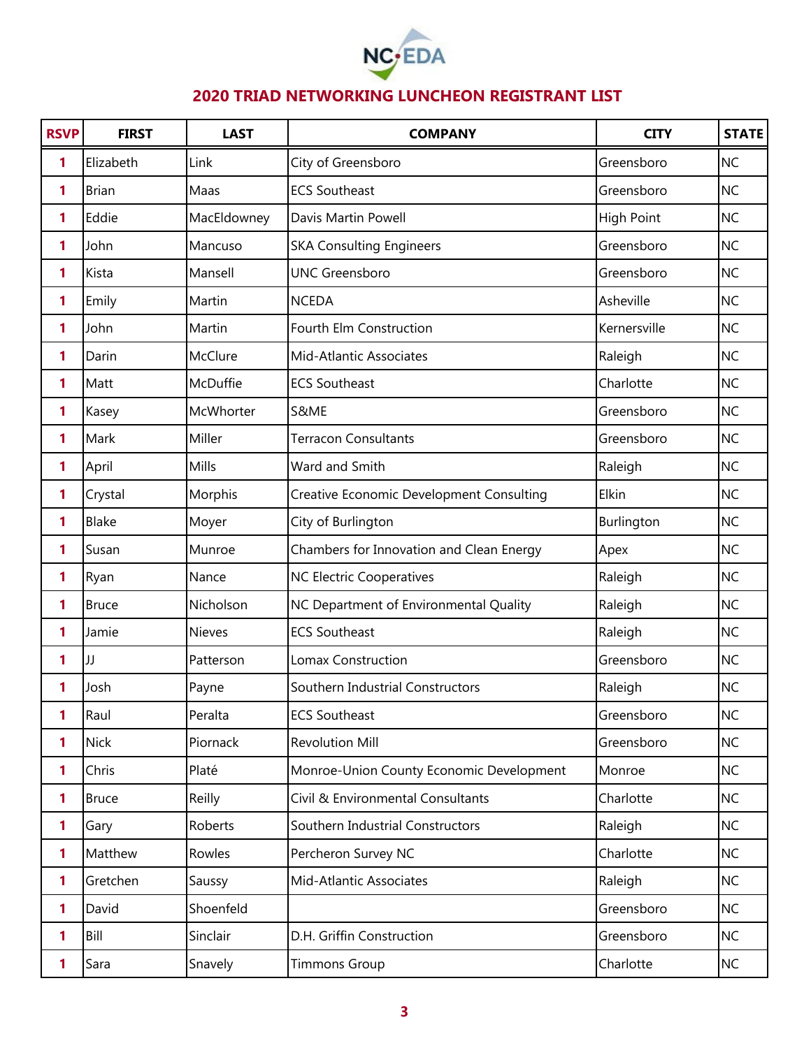NC EDA

## 2020 TRIAD NETWORKING LUNCHEON REGISTRANT LIST

| RSVP | FIRST | LAST | COMPANY | CITY | STATE |
|---|---|---|---|---|---|
| 1 | Elizabeth | Link | City of Greensboro | Greensboro | NC |
| 1 | Brian | Maas | ECS Southeast | Greensboro | NC |
| 1 | Eddie | MacEldowney | Davis Martin Powell | High Point | NC |
| 1 | John | Mancuso | SKA Consulting Engineers | Greensboro | NC |
| 1 | Kista | Mansell | UNC Greensboro | Greensboro | NC |
| 1 | Emily | Martin | NCEDA | Asheville | NC |
| 1 | John | Martin | Fourth Elm Construction | Kernersville | NC |
| 1 | Darin | McClure | Mid-Atlantic Associates | Raleigh | NC |
| 1 | Matt | McDuffie | ECS Southeast | Charlotte | NC |
| 1 | Kasey | McWhorter | S&ME | Greensboro | NC |
| 1 | Mark | Miller | Terracon Consultants | Greensboro | NC |
| 1 | April | Mills | Ward and Smith | Raleigh | NC |
| 1 | Crystal | Morphis | Creative Economic Development Consulting | Elkin | NC |
| 1 | Blake | Moyer | City of Burlington | Burlington | NC |
| 1 | Susan | Munroe | Chambers for Innovation and Clean Energy | Apex | NC |
| 1 | Ryan | Nance | NC Electric Cooperatives | Raleigh | NC |
| 1 | Bruce | Nicholson | NC Department of Environmental Quality | Raleigh | NC |
| 1 | Jamie | Nieves | ECS Southeast | Raleigh | NC |
| 1 | JJ | Patterson | Lomax Construction | Greensboro | NC |
| 1 | Josh | Payne | Southern Industrial Constructors | Raleigh | NC |
| 1 | Raul | Peralta | ECS Southeast | Greensboro | NC |
| 1 | Nick | Piornack | Revolution Mill | Greensboro | NC |
| 1 | Chris | Platé | Monroe-Union County Economic Development | Monroe | NC |
| 1 | Bruce | Reilly | Civil & Environmental Consultants | Charlotte | NC |
| 1 | Gary | Roberts | Southern Industrial Constructors | Raleigh | NC |
| 1 | Matthew | Rowles | Percheron Survey NC | Charlotte | NC |
| 1 | Gretchen | Saussy | Mid-Atlantic Associates | Raleigh | NC |
| 1 | David | Shoenfeld | | Greensboro | NC |
| 1 | Bill | Sinclair | D.H. Griffin Construction | Greensboro | NC |
| 1 | Sara | Snavely | Timmons Group | Charlotte | NC |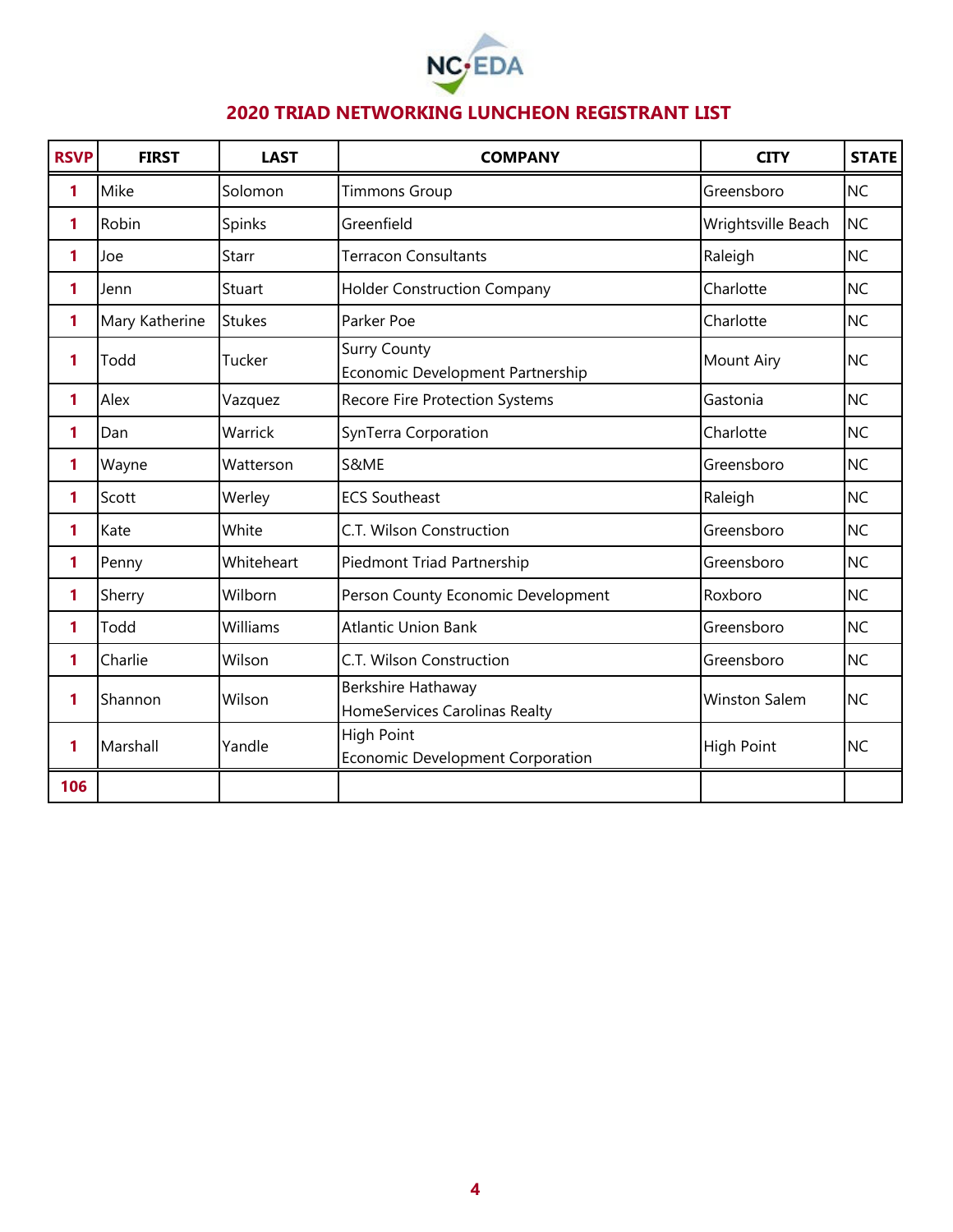## 2020 TRIAD NETWORKING LUNCHEON REGISTRANT LIST

| RSVP | FIRST | LAST | COMPANY | CITY | STATE |
|---|---|---|---|---|---|
| 1 | Mike | Solomon | Timmons Group | Greensboro | NC |
| 1 | Robin | Spinks | Greenfield | Wrightsville Beach | NC |
| 1 | Joe | Starr | Terracon Consultants | Raleigh | NC |
| 1 | Jenn | Stuart | Holder Construction Company | Charlotte | NC |
| 1 | Mary Katherine | Stukes | Parker Poe | Charlotte | NC |
| 1 | Todd | Tucker | Surry County Economic Development Partnership | Mount Airy | NC |
| 1 | Alex | Vazquez | Recore Fire Protection Systems | Gastonia | NC |
| 1 | Dan | Warrick | SynTerra Corporation | Charlotte | NC |
| 1 | Wayne | Watterson | S&ME | Greensboro | NC |
| 1 | Scott | Werley | ECS Southeast | Raleigh | NC |
| 1 | Kate | White | C.T. Wilson Construction | Greensboro | NC |
| 1 | Penny | Whiteheart | Piedmont Triad Partnership | Greensboro | NC |
| 1 | Sherry | Wilborn | Person County Economic Development | Roxboro | NC |
| 1 | Todd | Williams | Atlantic Union Bank | Greensboro | NC |
| 1 | Charlie | Wilson | C.T. Wilson Construction | Greensboro | NC |
| 1 | Shannon | Wilson | Berkshire Hathaway HomeServices Carolinas Realty | Winston Salem | NC |
| 1 | Marshall | Yandle | High Point Economic Development Corporation | High Point | NC |
| 106 | | | | | |